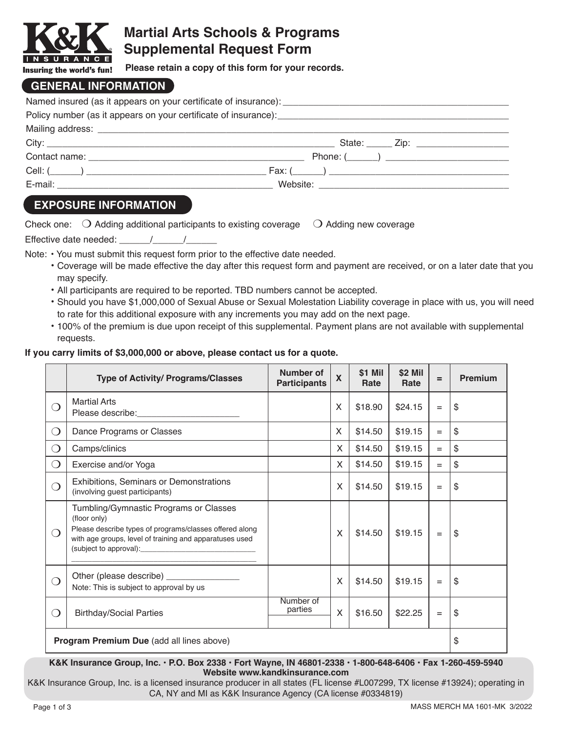# Martial Arts Schools & Programs Supplemental Request Form

K&K INSURANCE — Insuring the world's fun!

**Please retain a copy of this form for your records.**

## GENERAL INFORMATION

Named insured (as it appears on your certificate of insurance): ___________________________________

Policy number (as it appears on your certificate of insurance): ___________________________________

Mailing address: ___________________________________________________________________

City: _____________________________________________ State: _____ Zip: _______________

Contact name: __________________________________ Phone: (______) ____________________

Cell: (______) ____________________________ Fax: (______) ____________________________

E-mail: ___________________________________ Website: ______________________________

## EXPOSURE INFORMATION

Check one: ❍ Adding additional participants to existing coverage ❍ Adding new coverage

Effective date needed: ______/______/______

Note:
- You must submit this request form prior to the effective date needed.
- Coverage will be made effective the day after this request form and payment are received, or on a later date that you may specify.
- All participants are required to be reported. TBD numbers cannot be accepted.
- Should you have $1,000,000 of Sexual Abuse or Sexual Molestation Liability coverage in place with us, you will need to rate for this additional exposure with any increments you may add on the next page.
- 100% of the premium is due upon receipt of this supplemental. Payment plans are not available with supplemental requests.

**If you carry limits of $3,000,000 or above, please contact us for a quote.**

| | Type of Activity/ Programs/Classes | Number of Participants | X | $1 Mil Rate | $2 Mil Rate | = | Premium |
|---|---|---|---|---|---|---|---|
| ❍ | Martial Arts<br>Please describe:____________________ | | X | $18.90 | $24.15 | = | $ |
| ❍ | Dance Programs or Classes | | X | $14.50 | $19.15 | = | $ |
| ❍ | Camps/clinics | | X | $14.50 | $19.15 | = | $ |
| ❍ | Exercise and/or Yoga | | X | $14.50 | $19.15 | = | $ |
| ❍ | Exhibitions, Seminars or Demonstrations (involving guest participants) | | X | $14.50 | $19.15 | = | $ |
| ❍ | Tumbling/Gymnastic Programs or Classes (floor only)<br>Please describe types of programs/classes offered along with age groups, level of training and apparatuses used (subject to approval):____________________________<br>____________________________ | | X | $14.50 | $19.15 | = | $ |
| ❍ | Other (please describe) _______________<br>Note: This is subject to approval by us | | X | $14.50 | $19.15 | = | $ |
| ❍ | Birthday/Social Parties | Number of parties | X | $16.50 | $22.25 | = | $ |
| | **Program Premium Due** (add all lines above) | | | | | | $ |

**K&K Insurance Group, Inc. • P.O. Box 2338 • Fort Wayne, IN 46801-2338 • 1-800-648-6406 • Fax 1-260-459-5940**
**Website www.kandkinsurance.com**

K&K Insurance Group, Inc. is a licensed insurance producer in all states (FL license #L007299, TX license #13924); operating in CA, NY and MI as K&K Insurance Agency (CA license #0334819)

MASS MERCH MA 1601-MK 3/2022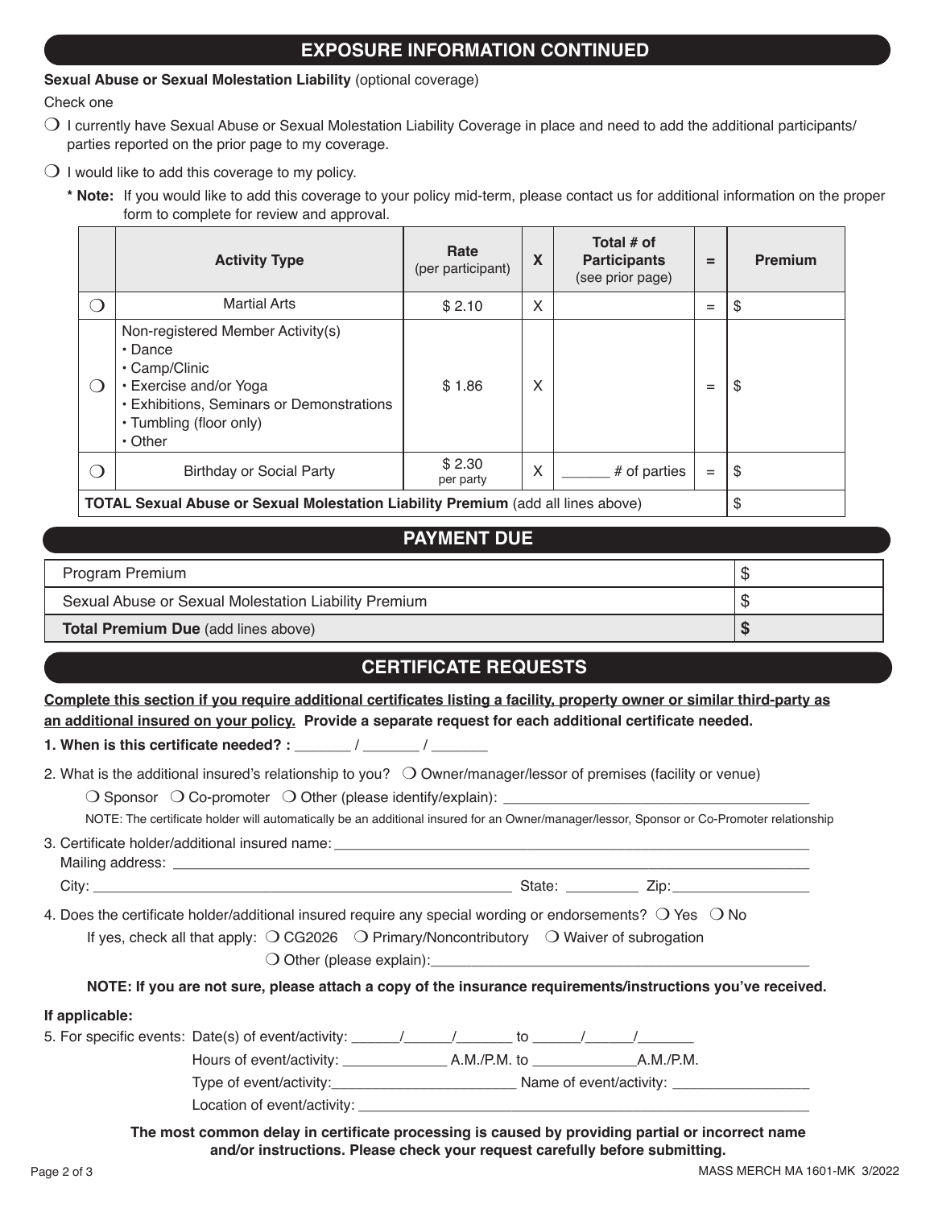## EXPOSURE INFORMATION CONTINUED

**Sexual Abuse or Sexual Molestation Liability** (optional coverage)

Check one

❍ I currently have Sexual Abuse or Sexual Molestation Liability Coverage in place and need to add the additional participants/ parties reported on the prior page to my coverage.

❍ I would like to add this coverage to my policy.

**\* Note:** If you would like to add this coverage to your policy mid-term, please contact us for additional information on the proper form to complete for review and approval.

| | Activity Type | Rate (per participant) | X | Total # of Participants (see prior page) | = | Premium |
|---|---|---|---|---|---|---|
| ❍ | Martial Arts | $ 2.10 | X | | = | $ |
| ❍ | Non-registered Member Activity(s)<br>• Dance<br>• Camp/Clinic<br>• Exercise and/or Yoga<br>• Exhibitions, Seminars or Demonstrations<br>• Tumbling (floor only)<br>• Other | $ 1.86 | X | | = | $ |
| ❍ | Birthday or Social Party | $ 2.30 per party | X | ______ # of parties | = | $ |
| **TOTAL Sexual Abuse or Sexual Molestation Liability Premium** (add all lines above) | | | | | | $ |

## PAYMENT DUE

| | |
|---|---|
| Program Premium | $ |
| Sexual Abuse or Sexual Molestation Liability Premium | $ |
| **Total Premium Due** (add lines above) | **$** |

## CERTIFICATE REQUESTS

**Complete this section if you require additional certificates listing a facility, property owner or similar third-party as an additional insured on your policy. Provide a separate request for each additional certificate needed.**

**1. When is this certificate needed? :** _______ / _______ / _______

2. What is the additional insured's relationship to you? ❍ Owner/manager/lessor of premises (facility or venue)

❍ Sponsor ❍ Co-promoter ❍ Other (please identify/explain): ______________________________________

NOTE: The certificate holder will automatically be an additional insured for an Owner/manager/lessor, Sponsor or Co-Promoter relationship

3. Certificate holder/additional insured name: ______________________________________________________________

Mailing address: ______________________________________________________________________________

City: ____________________________________________________ State: _________ Zip: _________________

4. Does the certificate holder/additional insured require any special wording or endorsements? ❍ Yes ❍ No

If yes, check all that apply: ❍ CG2026 ❍ Primary/Noncontributory ❍ Waiver of subrogation

❍ Other (please explain):_______________________________________________

**NOTE: If you are not sure, please attach a copy of the insurance requirements/instructions you've received.**

**If applicable:**

5. For specific events: Date(s) of event/activity: ______/______/_______ to ______/______/_______

Hours of event/activity: _____________ A.M./P.M. to _____________A.M./P.M.

Type of event/activity:_______________________ Name of event/activity: _________________

Location of event/activity: _____________________________________________________________

**The most common delay in certificate processing is caused by providing partial or incorrect name and/or instructions. Please check your request carefully before submitting.**

MASS MERCH MA 1601-MK 3/2022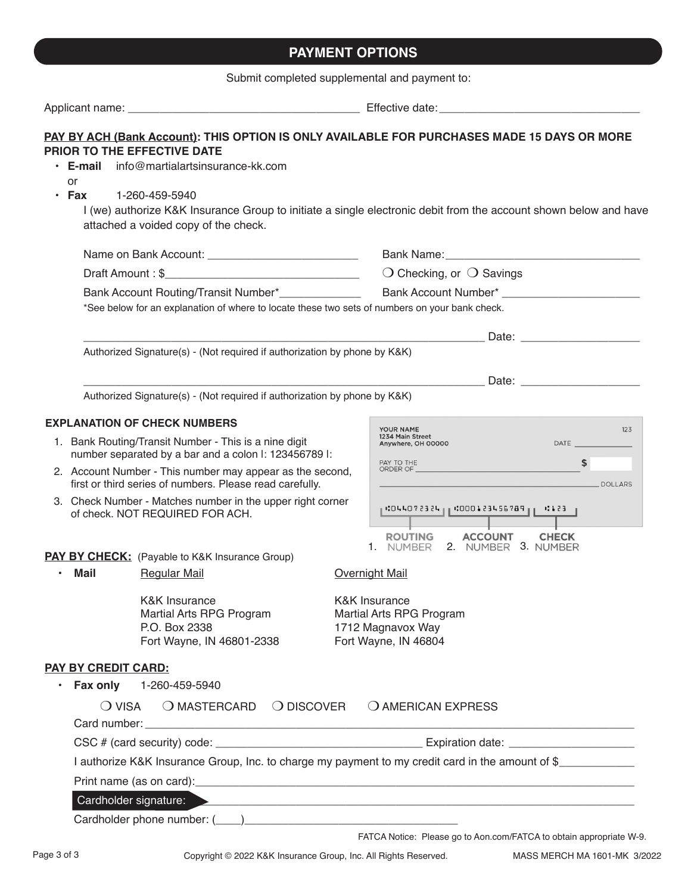## PAYMENT OPTIONS

Submit completed supplemental and payment to:

Applicant name: ____________________________________ Effective date: ________________________________

**PAY BY ACH (Bank Account): THIS OPTION IS ONLY AVAILABLE FOR PURCHASES MADE 15 DAYS OR MORE PRIOR TO THE EFFECTIVE DATE**

- **E-mail** info@martialartsinsurance-kk.com

  or
- **Fax** 1-260-459-5940

  I (we) authorize K&K Insurance Group to initiate a single electronic debit from the account shown below and have attached a voided copy of the check.

  Name on Bank Account: ________________________ Bank Name: ________________________________

  Draft Amount : $________________________________ ❍ Checking, or ❍ Savings

  Bank Account Routing/Transit Number*_____________ Bank Account Number* ______________________

  *See below for an explanation of where to locate these two sets of numbers on your bank check.

  _________________________________________________________________ Date: ___________________

  Authorized Signature(s) - (Not required if authorization by phone by K&K)

  _________________________________________________________________ Date: ___________________

  Authorized Signature(s) - (Not required if authorization by phone by K&K)

**EXPLANATION OF CHECK NUMBERS**

1. Bank Routing/Transit Number - This is a nine digit number separated by a bar and a colon l: 123456789 l:
2. Account Number - This number may appear as the second, first or third series of numbers. Please read carefully.
3. Check Number - Matches number in the upper right corner of check. NOT REQUIRED FOR ACH.

YOUR NAME
1234 Main Street
Anywhere, OH 00000
123
DATE
PAY TO THE ORDER OF
$
DOLLARS
1. ROUTING NUMBER 2. ACCOUNT NUMBER 3. CHECK NUMBER

**PAY BY CHECK:** (Payable to K&K Insurance Group)

- **Mail**

| Regular Mail | Overnight Mail |
|---|---|
| K&K Insurance<br>Martial Arts RPG Program<br>P.O. Box 2338<br>Fort Wayne, IN 46801-2338 | K&K Insurance<br>Martial Arts RPG Program<br>1712 Magnavox Way<br>Fort Wayne, IN 46804 |

**PAY BY CREDIT CARD:**

- **Fax only** 1-260-459-5940

  ❍ VISA ❍ MASTERCARD ❍ DISCOVER ❍ AMERICAN EXPRESS

  Card number: ________________________________________________________________________________

  CSC # (card security) code: ________________________________ Expiration date: ____________________

  I authorize K&K Insurance Group, Inc. to charge my payment to my credit card in the amount of $____________

  Print name (as on card): ____________________________________________________________________

  Cardholder signature: ______________________________________________________________________

  Cardholder phone number: (____)__________________________________

FATCA Notice: Please go to Aon.com/FATCA to obtain appropriate W-9.

Copyright © 2022 K&K Insurance Group, Inc. All Rights Reserved. MASS MERCH MA 1601-MK 3/2022